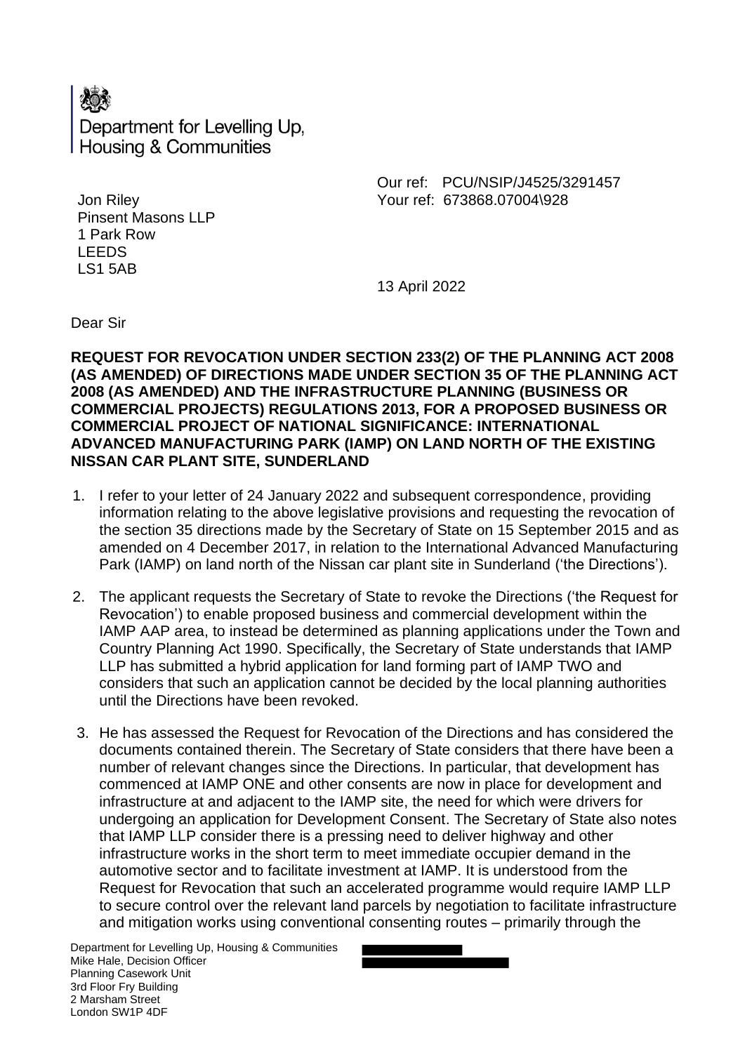Department for Levelling Up, Housing & Communities

Jon Riley
Pinsent Masons LLP
1 Park Row
LEEDS
LS1 5AB

Our ref: PCU/NSIP/J4525/3291457
Your ref: 673868.07004\928

13 April 2022

Dear Sir

**REQUEST FOR REVOCATION UNDER SECTION 233(2) OF THE PLANNING ACT 2008 (AS AMENDED) OF DIRECTIONS MADE UNDER SECTION 35 OF THE PLANNING ACT 2008 (AS AMENDED) AND THE INFRASTRUCTURE PLANNING (BUSINESS OR COMMERCIAL PROJECTS) REGULATIONS 2013, FOR A PROPOSED BUSINESS OR COMMERCIAL PROJECT OF NATIONAL SIGNIFICANCE: INTERNATIONAL ADVANCED MANUFACTURING PARK (IAMP) ON LAND NORTH OF THE EXISTING NISSAN CAR PLANT SITE, SUNDERLAND**

1. I refer to your letter of 24 January 2022 and subsequent correspondence, providing information relating to the above legislative provisions and requesting the revocation of the section 35 directions made by the Secretary of State on 15 September 2015 and as amended on 4 December 2017, in relation to the International Advanced Manufacturing Park (IAMP) on land north of the Nissan car plant site in Sunderland ('the Directions').

2. The applicant requests the Secretary of State to revoke the Directions ('the Request for Revocation') to enable proposed business and commercial development within the IAMP AAP area, to instead be determined as planning applications under the Town and Country Planning Act 1990. Specifically, the Secretary of State understands that IAMP LLP has submitted a hybrid application for land forming part of IAMP TWO and considers that such an application cannot be decided by the local planning authorities until the Directions have been revoked.

3. He has assessed the Request for Revocation of the Directions and has considered the documents contained therein. The Secretary of State considers that there have been a number of relevant changes since the Directions. In particular, that development has commenced at IAMP ONE and other consents are now in place for development and infrastructure at and adjacent to the IAMP site, the need for which were drivers for undergoing an application for Development Consent. The Secretary of State also notes that IAMP LLP consider there is a pressing need to deliver highway and other infrastructure works in the short term to meet immediate occupier demand in the automotive sector and to facilitate investment at IAMP. It is understood from the Request for Revocation that such an accelerated programme would require IAMP LLP to secure control over the relevant land parcels by negotiation to facilitate infrastructure and mitigation works using conventional consenting routes – primarily through the

Department for Levelling Up, Housing & Communities
Mike Hale, Decision Officer
Planning Casework Unit
3rd Floor Fry Building
2 Marsham Street
London SW1P 4DF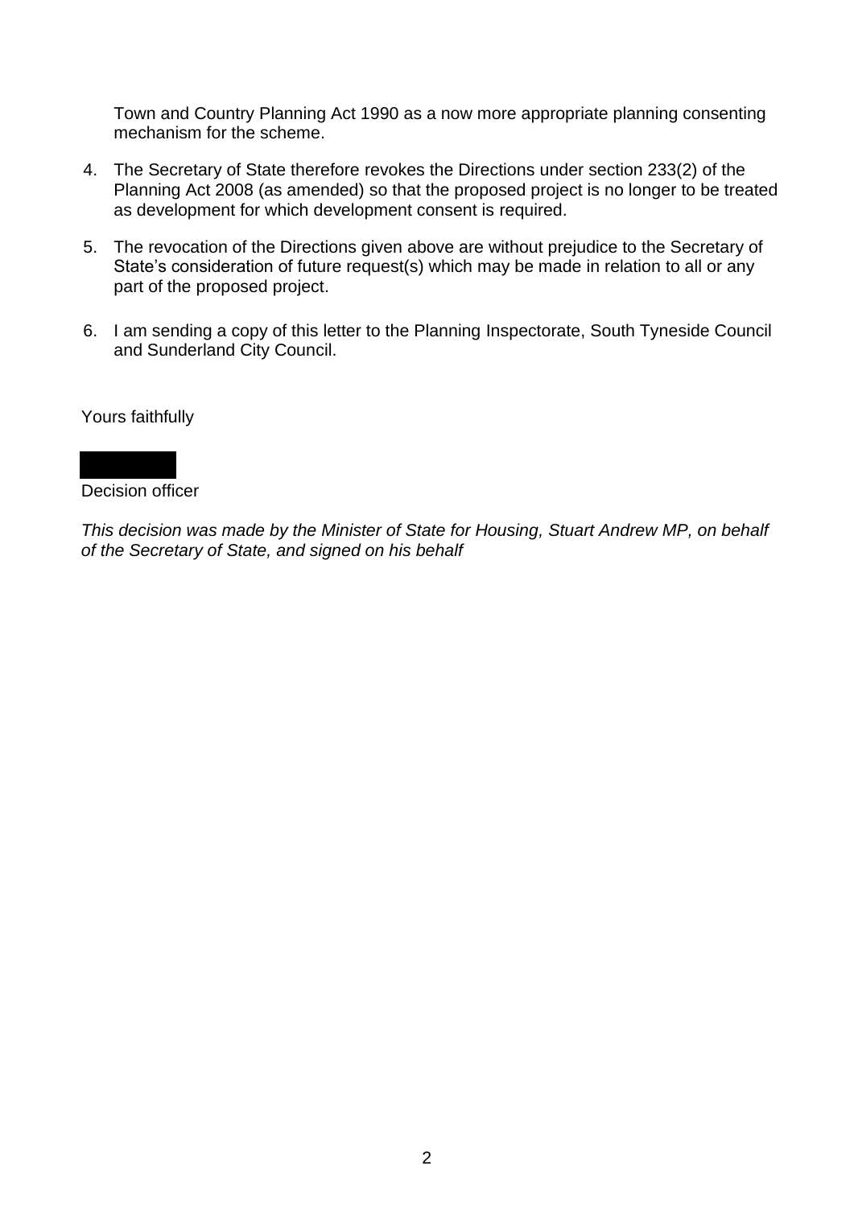Town and Country Planning Act 1990 as a now more appropriate planning consenting mechanism for the scheme.

4. The Secretary of State therefore revokes the Directions under section 233(2) of the Planning Act 2008 (as amended) so that the proposed project is no longer to be treated as development for which development consent is required.

5. The revocation of the Directions given above are without prejudice to the Secretary of State's consideration of future request(s) which may be made in relation to all or any part of the proposed project.

6. I am sending a copy of this letter to the Planning Inspectorate, South Tyneside Council and Sunderland City Council.

Yours faithfully

Decision officer

*This decision was made by the Minister of State for Housing, Stuart Andrew MP, on behalf of the Secretary of State, and signed on his behalf*